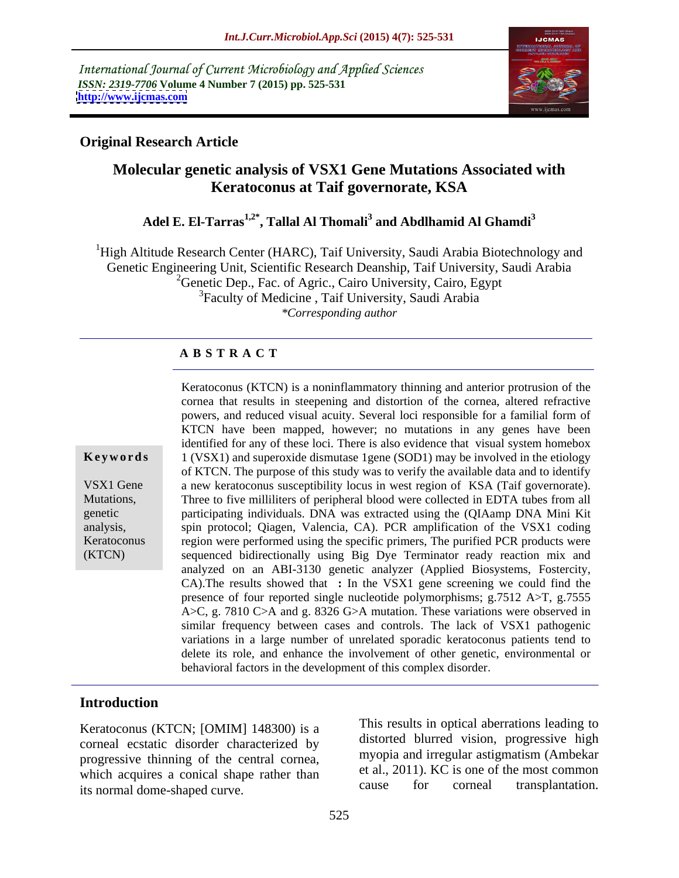International Journal of Current Microbiology and Applied Sciences
*ISSN: 2319-7706* **Volume 4 Number 7 (2015) pp. 525-531**
**http://www.ijcmas.com**

**Original Research Article**

# Molecular genetic analysis of VSX1 Gene Mutations Associated with Keratoconus at Taif governorate, KSA

**Adel E. El-Tarras[1,2*], Tallal Al Thomali[3] and Abdlhamid Al Ghamdi[3]**

[1]High Altitude Research Center (HARC), Taif University, Saudi Arabia Biotechnology and Genetic Engineering Unit, Scientific Research Deanship, Taif University, Saudi Arabia
[2]Genetic Dep., Fac. of Agric., Cairo University, Cairo, Egypt
[3]Faculty of Medicine , Taif University, Saudi Arabia
*\*Corresponding author*

**A B S T R A C T**

**Keywords**

VSX1 Gene Mutations, genetic analysis, Keratoconus (KTCN)

Keratoconus (KTCN) is a noninflammatory thinning and anterior protrusion of the cornea that results in steepening and distortion of the cornea, altered refractive powers, and reduced visual acuity. Several loci responsible for a familial form of KTCN have been mapped, however; no mutations in any genes have been identified for any of these loci. There is also evidence that visual system homebox 1 (VSX1) and superoxide dismutase 1gene (SOD1) may be involved in the etiology of KTCN. The purpose of this study was to verify the available data and to identify a new keratoconus susceptibility locus in west region of KSA (Taif governorate). Three to five milliliters of peripheral blood were collected in EDTA tubes from all participating individuals. DNA was extracted using the (QIAamp DNA Mini Kit spin protocol; Qiagen, Valencia, CA). PCR amplification of the VSX1 coding region were performed using the specific primers, The purified PCR products were sequenced bidirectionally using Big Dye Terminator ready reaction mix and analyzed on an ABI-3130 genetic analyzer (Applied Biosystems, Fostercity, CA).The results showed that **:** In the VSX1 gene screening we could find the presence of four reported single nucleotide polymorphisms; g.7512 A>T, g.7555 A>C, g. 7810 C>A and g. 8326 G>A mutation. These variations were observed in similar frequency between cases and controls. The lack of VSX1 pathogenic variations in a large number of unrelated sporadic keratoconus patients tend to delete its role, and enhance the involvement of other genetic, environmental or behavioral factors in the development of this complex disorder.

## Introduction

Keratoconus (KTCN; [OMIM] 148300) is a corneal ecstatic disorder characterized by progressive thinning of the central cornea, which acquires a conical shape rather than its normal dome-shaped curve. This results in optical aberrations leading to distorted blurred vision, progressive high myopia and irregular astigmatism (Ambekar et al., 2011). KC is one of the most common cause for corneal transplantation.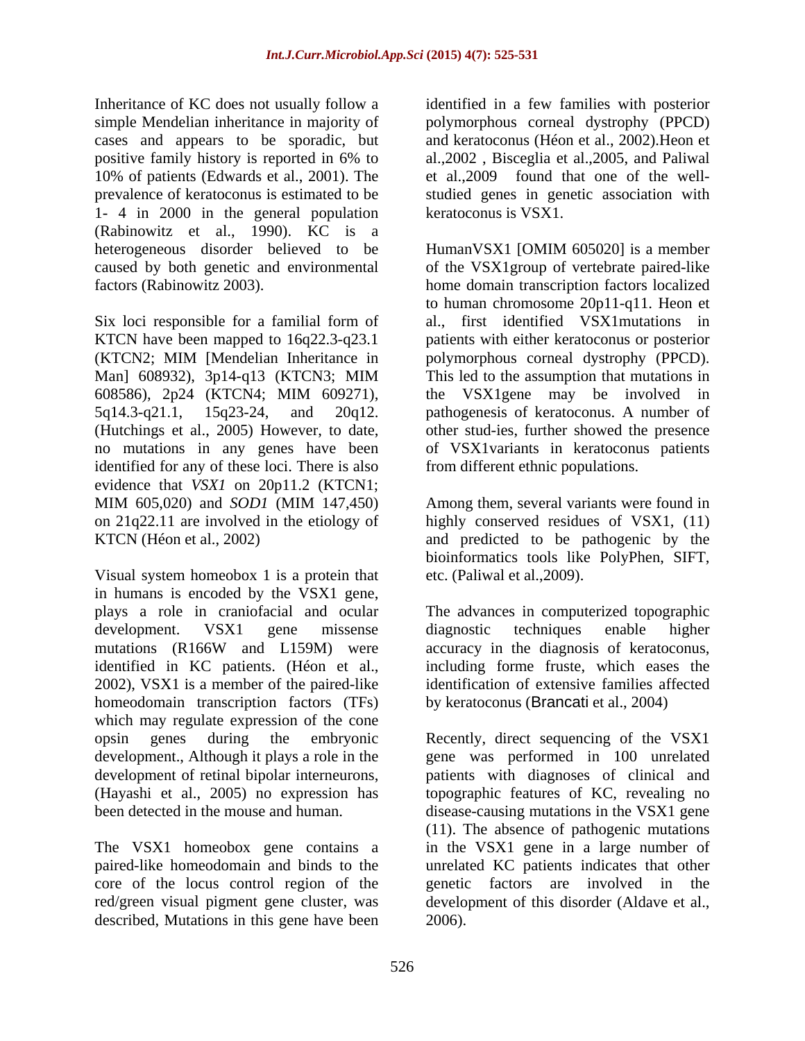Inheritance of KC does not usually follow a simple Mendelian inheritance in majority of cases and appears to be sporadic, but positive family history is reported in 6% to 10% of patients (Edwards et al., 2001). The prevalence of keratoconus is estimated to be 1- 4 in 2000 in the general population (Rabinowitz et al., 1990). KC is a heterogeneous disorder believed to be caused by both genetic and environmental factors (Rabinowitz 2003).

Six loci responsible for a familial form of KTCN have been mapped to 16q22.3-q23.1 (KTCN2; MIM [Mendelian Inheritance in Man] 608932), 3p14-q13 (KTCN3; MIM 608586), 2p24 (KTCN4; MIM 609271), 5q14.3-q21.1, 15q23-24, and 20q12. (Hutchings et al., 2005) However, to date, no mutations in any genes have been identified for any of these loci. There is also evidence that *VSX1* on 20p11.2 (KTCN1; MIM 605,020) and *SOD1* (MIM 147,450) on 21q22.11 are involved in the etiology of KTCN (Héon et al., 2002)

Visual system homeobox 1 is a protein that in humans is encoded by the VSX1 gene, plays a role in craniofacial and ocular development. VSX1 gene missense mutations (R166W and L159M) were identified in KC patients. (Héon et al., 2002), VSX1 is a member of the paired-like homeodomain transcription factors (TFs) which may regulate expression of the cone opsin genes during the embryonic development., Although it plays a role in the development of retinal bipolar interneurons, (Hayashi et al., 2005) no expression has been detected in the mouse and human.

The VSX1 homeobox gene contains a paired-like homeodomain and binds to the core of the locus control region of the red/green visual pigment gene cluster, was described, Mutations in this gene have been identified in a few families with posterior polymorphous corneal dystrophy (PPCD) and keratoconus (Héon et al., 2002).Heon et al.,2002 , Bisceglia et al.,2005, and Paliwal et al.,2009 found that one of the well-studied genes in genetic association with keratoconus is VSX1.

HumanVSX1 [OMIM 605020] is a member of the VSX1group of vertebrate paired-like home domain transcription factors localized to human chromosome 20p11-q11. Heon et al., first identified VSX1mutations in patients with either keratoconus or posterior polymorphous corneal dystrophy (PPCD). This led to the assumption that mutations in the VSX1gene may be involved in pathogenesis of keratoconus. A number of other stud-ies, further showed the presence of VSX1variants in keratoconus patients from different ethnic populations.

Among them, several variants were found in highly conserved residues of VSX1, (11) and predicted to be pathogenic by the bioinformatics tools like PolyPhen, SIFT, etc. (Paliwal et al.,2009).

The advances in computerized topographic diagnostic techniques enable higher accuracy in the diagnosis of keratoconus, including forme fruste, which eases the identification of extensive families affected by keratoconus (Brancati et al., 2004)

Recently, direct sequencing of the VSX1 gene was performed in 100 unrelated patients with diagnoses of clinical and topographic features of KC, revealing no disease-causing mutations in the VSX1 gene (11). The absence of pathogenic mutations in the VSX1 gene in a large number of unrelated KC patients indicates that other genetic factors are involved in the development of this disorder (Aldave et al., 2006).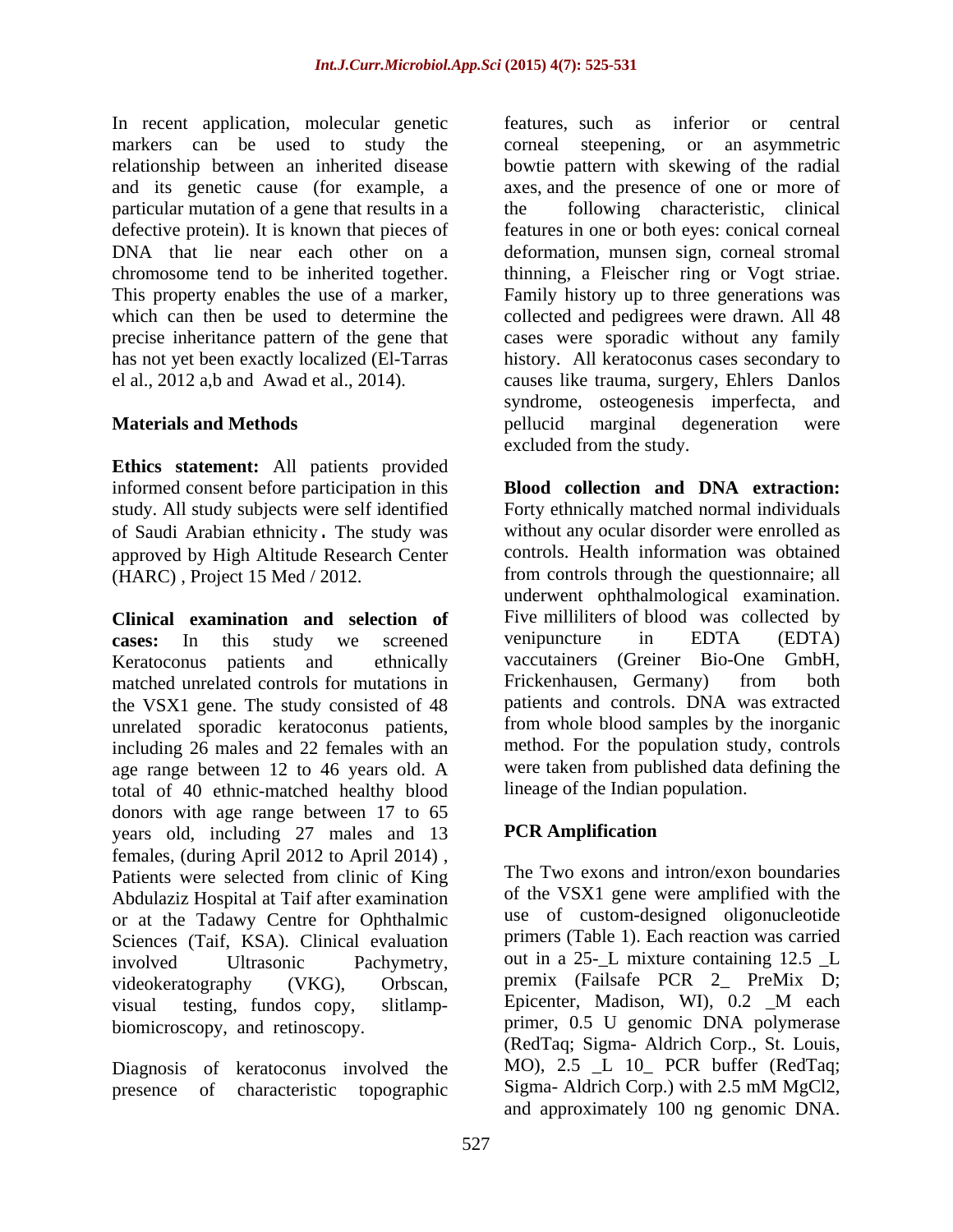In recent application, molecular genetic markers can be used to study the relationship between an inherited disease and its genetic cause (for example, a particular mutation of a gene that results in a defective protein). It is known that pieces of DNA that lie near each other on a chromosome tend to be inherited together. This property enables the use of a marker, which can then be used to determine the precise inheritance pattern of the gene that has not yet been exactly localized (El-Tarras el al., 2012 a,b and Awad et al., 2014).

## Materials and Methods

**Ethics statement:** All patients provided informed consent before participation in this study. All study subjects were self identified of Saudi Arabian ethnicity**.** The study was approved by High Altitude Research Center (HARC) , Project 15 Med / 2012.

**Clinical examination and selection of cases:** In this study we screened Keratoconus patients and ethnically matched unrelated controls for mutations in the VSX1 gene. The study consisted of 48 unrelated sporadic keratoconus patients, including 26 males and 22 females with an age range between 12 to 46 years old. A total of 40 ethnic-matched healthy blood donors with age range between 17 to 65 years old, including 27 males and 13 females, (during April 2012 to April 2014) , Patients were selected from clinic of King Abdulaziz Hospital at Taif after examination or at the Tadawy Centre for Ophthalmic Sciences (Taif, KSA). Clinical evaluation involved Ultrasonic Pachymetry, videokeratography (VKG), Orbscan, visual testing, fundos copy, slitlamp-biomicroscopy, and retinoscopy.

Diagnosis of keratoconus involved the presence of characteristic topographic features, such as inferior or central corneal steepening, or an asymmetric bowtie pattern with skewing of the radial axes, and the presence of one or more of the following characteristic, clinical features in one or both eyes: conical corneal deformation, munsen sign, corneal stromal thinning, a Fleischer ring or Vogt striae. Family history up to three generations was collected and pedigrees were drawn. All 48 cases were sporadic without any family history. All keratoconus cases secondary to causes like trauma, surgery, Ehlers Danlos syndrome, osteogenesis imperfecta, and pellucid marginal degeneration were excluded from the study.

**Blood collection and DNA extraction:** Forty ethnically matched normal individuals without any ocular disorder were enrolled as controls. Health information was obtained from controls through the questionnaire; all underwent ophthalmological examination. Five milliliters of blood was collected by venipuncture in EDTA (EDTA) vaccutainers (Greiner Bio-One GmbH, Frickenhausen, Germany) from both patients and controls. DNA was extracted from whole blood samples by the inorganic method. For the population study, controls were taken from published data defining the lineage of the Indian population.

## PCR Amplification

The Two exons and intron/exon boundaries of the VSX1 gene were amplified with the use of custom-designed oligonucleotide primers (Table 1). Each reaction was carried out in a 25-_L mixture containing 12.5 _L premix (Failsafe PCR 2_ PreMix D; Epicenter, Madison, WI), 0.2 _M each primer, 0.5 U genomic DNA polymerase (RedTaq; Sigma- Aldrich Corp., St. Louis, MO), 2.5 _L 10_ PCR buffer (RedTaq; Sigma- Aldrich Corp.) with 2.5 mM $MgCl_2$, and approximately 100 ng genomic DNA.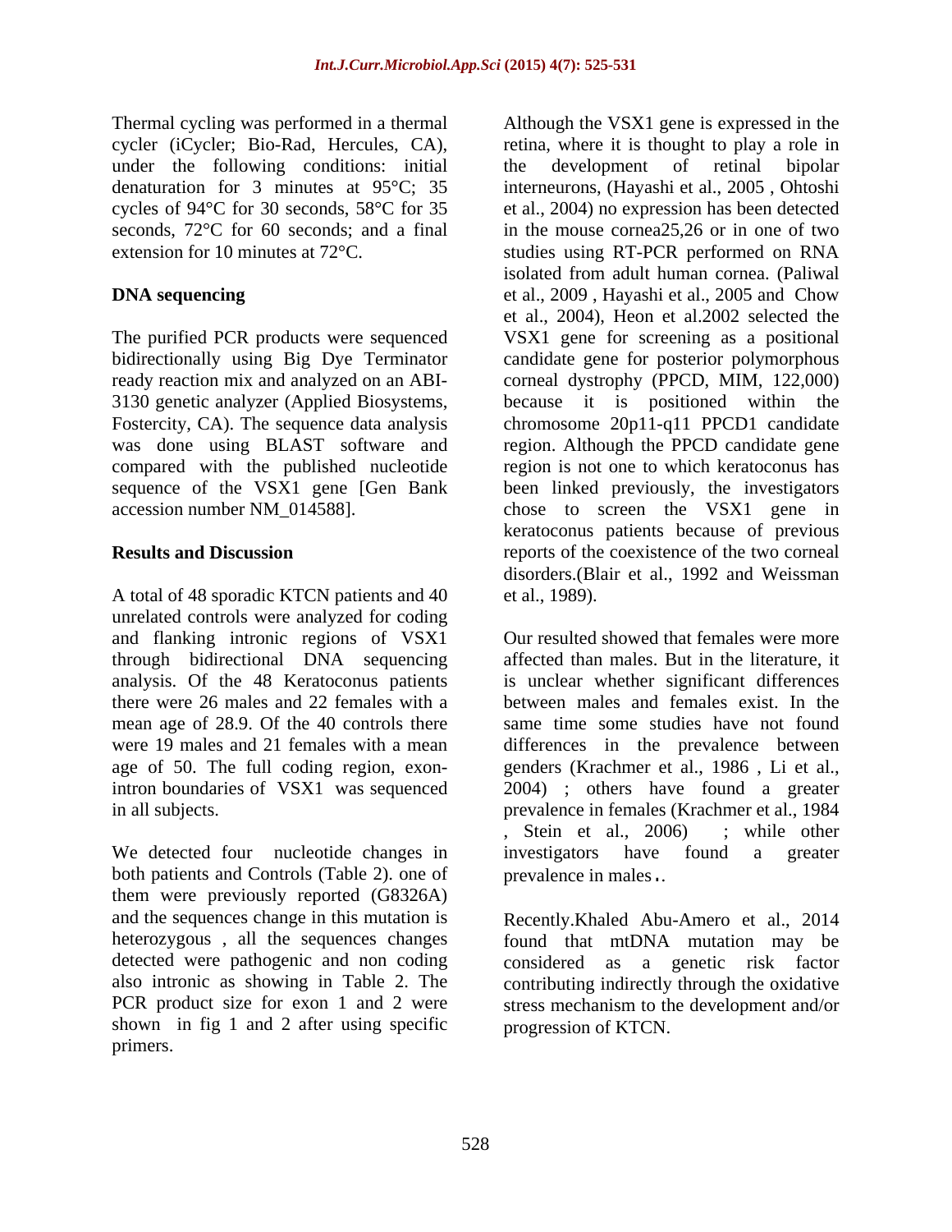Thermal cycling was performed in a thermal cycler (iCycler; Bio-Rad, Hercules, CA), under the following conditions: initial denaturation for 3 minutes at 95°C; 35 cycles of 94°C for 30 seconds, 58°C for 35 seconds, 72°C for 60 seconds; and a final extension for 10 minutes at 72°C.

## DNA sequencing

The purified PCR products were sequenced bidirectionally using Big Dye Terminator ready reaction mix and analyzed on an ABI-3130 genetic analyzer (Applied Biosystems, Fostercity, CA). The sequence data analysis was done using BLAST software and compared with the published nucleotide sequence of the VSX1 gene [Gen Bank accession number NM_014588].

## Results and Discussion

A total of 48 sporadic KTCN patients and 40 unrelated controls were analyzed for coding and flanking intronic regions of VSX1 through bidirectional DNA sequencing analysis. Of the 48 Keratoconus patients there were 26 males and 22 females with a mean age of 28.9. Of the 40 controls there were 19 males and 21 females with a mean age of 50. The full coding region, exon-intron boundaries of VSX1 was sequenced in all subjects.

We detected four nucleotide changes in both patients and Controls (Table 2). one of them were previously reported (G8326A) and the sequences change in this mutation is heterozygous , all the sequences changes detected were pathogenic and non coding also intronic as showing in Table 2. The PCR product size for exon 1 and 2 were shown in fig 1 and 2 after using specific primers.

Although the VSX1 gene is expressed in the retina, where it is thought to play a role in the development of retinal bipolar interneurons, (Hayashi et al., 2005 , Ohtoshi et al., 2004) no expression has been detected in the mouse cornea25,26 or in one of two studies using RT-PCR performed on RNA isolated from adult human cornea. (Paliwal et al., 2009 , Hayashi et al., 2005 and Chow et al., 2004), Heon et al.2002 selected the VSX1 gene for screening as a positional candidate gene for posterior polymorphous corneal dystrophy (PPCD, MIM, 122,000) because it is positioned within the chromosome 20p11-q11 PPCD1 candidate region. Although the PPCD candidate gene region is not one to which keratoconus has been linked previously, the investigators chose to screen the VSX1 gene in keratoconus patients because of previous reports of the coexistence of the two corneal disorders.(Blair et al., 1992 and Weissman et al., 1989).

Our resulted showed that females were more affected than males. But in the literature, it is unclear whether significant differences between males and females exist. In the same time some studies have not found differences in the prevalence between genders (Krachmer et al., 1986 , Li et al., 2004) ; others have found a greater prevalence in females (Krachmer et al., 1984 , Stein et al., 2006) ; while other investigators have found a greater prevalence in males..

Recently.Khaled Abu-Amero et al., 2014 found that mtDNA mutation may be considered as a genetic risk factor contributing indirectly through the oxidative stress mechanism to the development and/or progression of KTCN.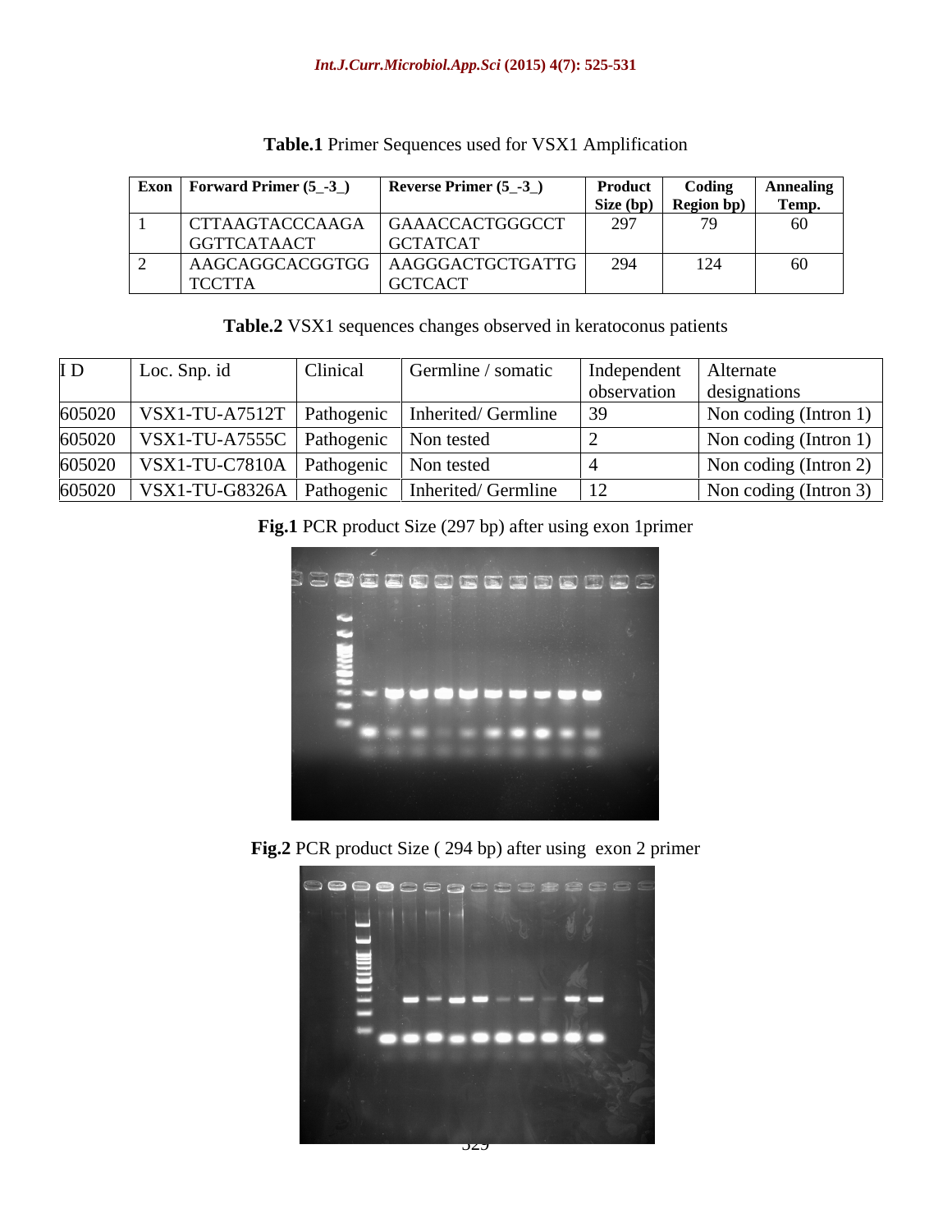**Table.1** Primer Sequences used for VSX1 Amplification

| Exon | Forward Primer (5_-3_) | Reverse Primer (5_-3_) | Product Size (bp) | Coding Region bp) | Annealing Temp. |
|---|---|---|---|---|---|
| 1 | CTTAAGTACCCAAGA GGTTCATAACT | GAAACCACTGGGCCT GCTATCAT | 297 | 79 | 60 |
| 2 | AAGCAGGCACGGTGG TCCTTA | AAGGGACTGCTGATTG GCTCACT | 294 | 124 | 60 |

**Table.2** VSX1 sequences changes observed in keratoconus patients

| I D | Loc. Snp. id | Clinical | Germline / somatic | Independent observation | Alternate designations |
|---|---|---|---|---|---|
| 605020 | VSX1-TU-A7512T | Pathogenic | Inherited/ Germline | 39 | Non coding (Intron 1) |
| 605020 | VSX1-TU-A7555C | Pathogenic | Non tested | 2 | Non coding (Intron 1) |
| 605020 | VSX1-TU-C7810A | Pathogenic | Non tested | 4 | Non coding (Intron 2) |
| 605020 | VSX1-TU-G8326A | Pathogenic | Inherited/ Germline | 12 | Non coding (Intron 3) |

**Fig.1** PCR product Size (297 bp) after using exon 1primer

**Fig.2** PCR product Size ( 294 bp) after using exon 2 primer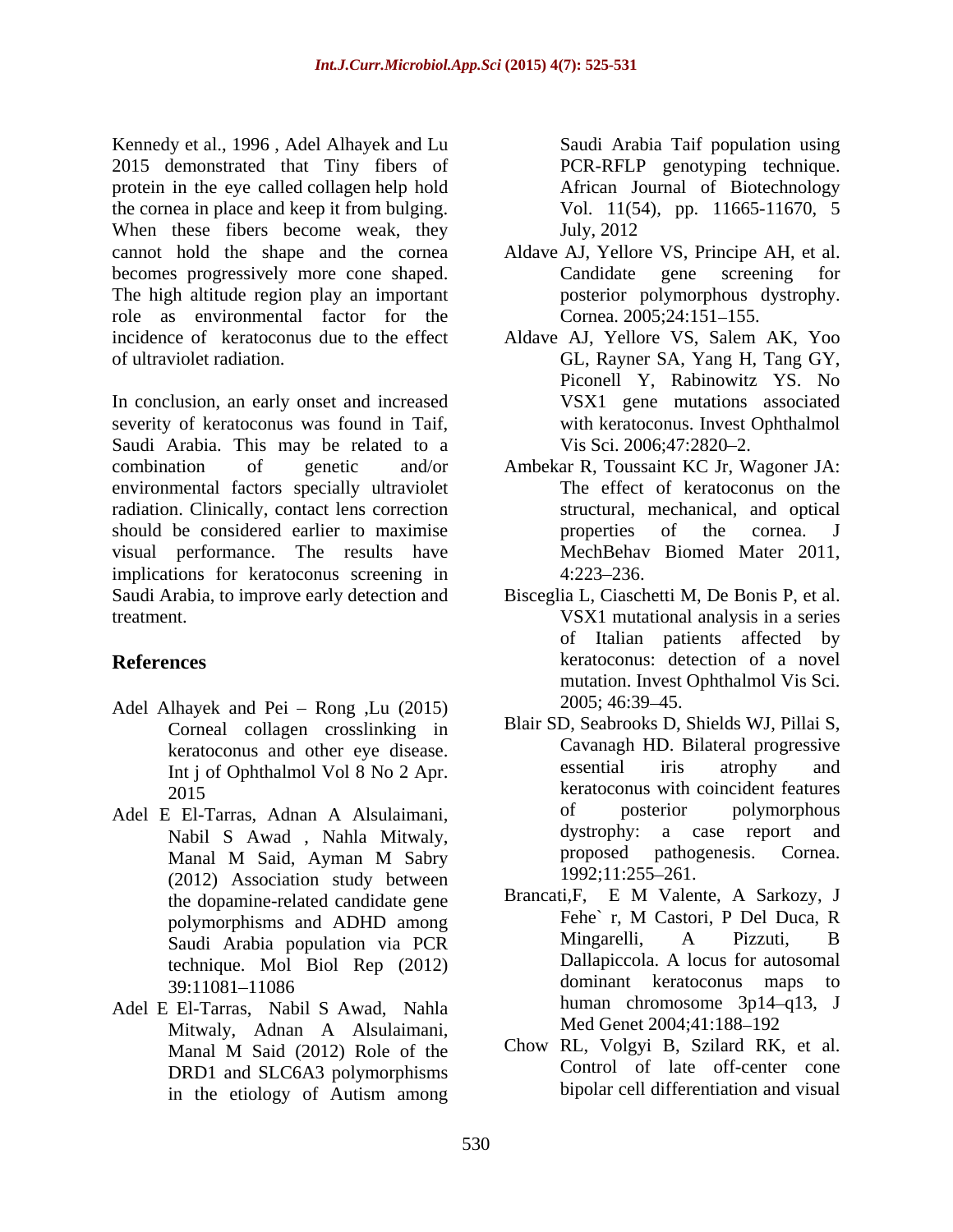Kennedy et al., 1996 , Adel Alhayek and Lu 2015 demonstrated that Tiny fibers of protein in the eye called collagen help hold the cornea in place and keep it from bulging. When these fibers become weak, they cannot hold the shape and the cornea becomes progressively more cone shaped. The high altitude region play an important role as environmental factor for the incidence of keratoconus due to the effect of ultraviolet radiation.

In conclusion, an early onset and increased severity of keratoconus was found in Taif, Saudi Arabia. This may be related to a combination of genetic and/or environmental factors specially ultraviolet radiation. Clinically, contact lens correction should be considered earlier to maximise visual performance. The results have implications for keratoconus screening in Saudi Arabia, to improve early detection and treatment.

## References

- Adel Alhayek and Pei – Rong ,Lu (2015) Corneal collagen crosslinking in keratoconus and other eye disease. Int j of Ophthalmol Vol 8 No 2 Apr. 2015
- Adel E El-Tarras, Adnan A Alsulaimani, Nabil S Awad , Nahla Mitwaly, Manal M Said, Ayman M Sabry (2012) Association study between the dopamine-related candidate gene polymorphisms and ADHD among Saudi Arabia population via PCR technique. Mol Biol Rep (2012) 39:11081–11086
- Adel E El-Tarras, Nabil S Awad, Nahla Mitwaly, Adnan A Alsulaimani, Manal M Said (2012) Role of the DRD1 and SLC6A3 polymorphisms in the etiology of Autism among Saudi Arabia Taif population using PCR-RFLP genotyping technique. African Journal of Biotechnology Vol. 11(54), pp. 11665-11670, 5 July, 2012
- Aldave AJ, Yellore VS, Principe AH, et al. Candidate gene screening for posterior polymorphous dystrophy. Cornea. 2005;24:151–155.
- Aldave AJ, Yellore VS, Salem AK, Yoo GL, Rayner SA, Yang H, Tang GY, Piconell Y, Rabinowitz YS. No VSX1 gene mutations associated with keratoconus. Invest Ophthalmol Vis Sci. 2006;47:2820–2.
- Ambekar R, Toussaint KC Jr, Wagoner JA: The effect of keratoconus on the structural, mechanical, and optical properties of the cornea. J MechBehav Biomed Mater 2011, 4:223–236.
- Bisceglia L, Ciaschetti M, De Bonis P, et al. VSX1 mutational analysis in a series of Italian patients affected by keratoconus: detection of a novel mutation. Invest Ophthalmol Vis Sci. 2005; 46:39–45.
- Blair SD, Seabrooks D, Shields WJ, Pillai S, Cavanagh HD. Bilateral progressive essential iris atrophy and keratoconus with coincident features of posterior polymorphous dystrophy: a case report and proposed pathogenesis. Cornea. 1992;11:255–261.
- Brancati,F, E M Valente, A Sarkozy, J Fehe` r, M Castori, P Del Duca, R Mingarelli, A Pizzuti, B Dallapiccola. A locus for autosomal dominant keratoconus maps to human chromosome 3p14–q13, J Med Genet 2004;41:188–192
- Chow RL, Volgyi B, Szilard RK, et al. Control of late off-center cone bipolar cell differentiation and visual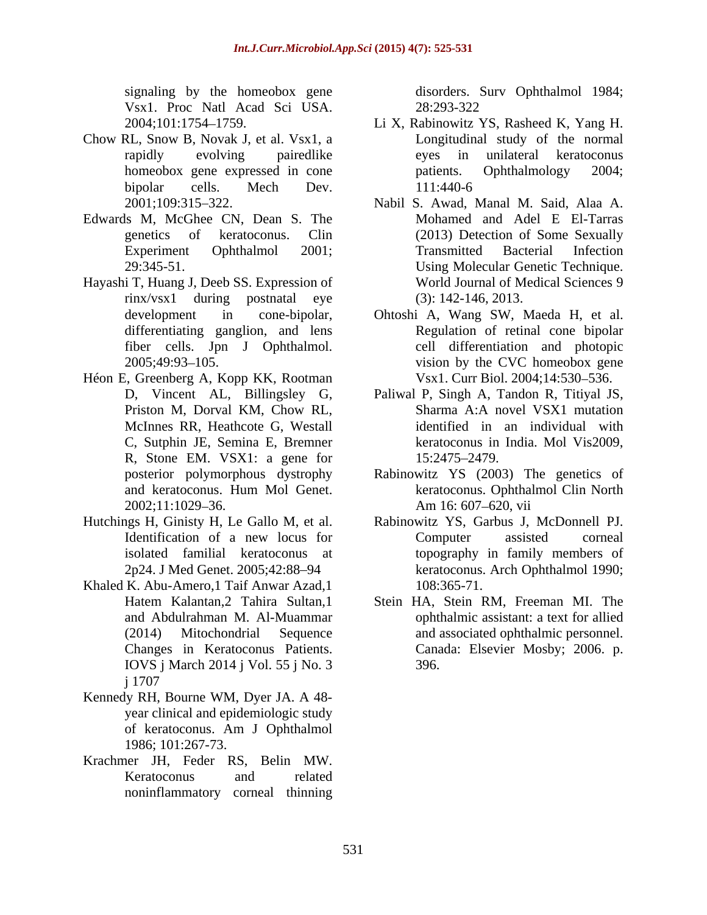signaling by the homeobox gene Vsx1. Proc Natl Acad Sci USA. 2004;101:1754–1759.

Chow RL, Snow B, Novak J, et al. Vsx1, a rapidly evolving pairedlike homeobox gene expressed in cone bipolar cells. Mech Dev. 2001;109:315–322.

Edwards M, McGhee CN, Dean S. The genetics of keratoconus. Clin Experiment Ophthalmol 2001; 29:345-51.

Hayashi T, Huang J, Deeb SS. Expression of rinx/vsx1 during postnatal eye development in cone-bipolar, differentiating ganglion, and lens fiber cells. Jpn J Ophthalmol. 2005;49:93–105.

Héon E, Greenberg A, Kopp KK, Rootman D, Vincent AL, Billingsley G, Priston M, Dorval KM, Chow RL, McInnes RR, Heathcote G, Westall C, Sutphin JE, Semina E, Bremner R, Stone EM. VSX1: a gene for posterior polymorphous dystrophy and keratoconus. Hum Mol Genet. 2002;11:1029–36.

Hutchings H, Ginisty H, Le Gallo M, et al. Identification of a new locus for isolated familial keratoconus at 2p24. J Med Genet. 2005;42:88–94

Khaled K. Abu-Amero,1 Taif Anwar Azad,1 Hatem Kalantan,2 Tahira Sultan,1 and Abdulrahman M. Al-Muammar (2014) Mitochondrial Sequence Changes in Keratoconus Patients. IOVS j March 2014 j Vol. 55 j No. 3 j 1707

Kennedy RH, Bourne WM, Dyer JA. A 48-year clinical and epidemiologic study of keratoconus. Am J Ophthalmol 1986; 101:267-73.

Krachmer JH, Feder RS, Belin MW. Keratoconus and related noninflammatory corneal thinning disorders. Surv Ophthalmol 1984; 28:293-322

Li X, Rabinowitz YS, Rasheed K, Yang H. Longitudinal study of the normal eyes in unilateral keratoconus patients. Ophthalmology 2004; 111:440-6

Nabil S. Awad, Manal M. Said, Alaa A. Mohamed and Adel E El-Tarras (2013) Detection of Some Sexually Transmitted Bacterial Infection Using Molecular Genetic Technique. World Journal of Medical Sciences 9 (3): 142-146, 2013.

Ohtoshi A, Wang SW, Maeda H, et al. Regulation of retinal cone bipolar cell differentiation and photopic vision by the CVC homeobox gene Vsx1. Curr Biol. 2004;14:530–536.

Paliwal P, Singh A, Tandon R, Titiyal JS, Sharma A:A novel VSX1 mutation identified in an individual with keratoconus in India. Mol Vis2009, 15:2475–2479.

Rabinowitz YS (2003) The genetics of keratoconus. Ophthalmol Clin North Am 16: 607–620, vii

Rabinowitz YS, Garbus J, McDonnell PJ. Computer assisted corneal topography in family members of keratoconus. Arch Ophthalmol 1990; 108:365-71.

Stein HA, Stein RM, Freeman MI. The ophthalmic assistant: a text for allied and associated ophthalmic personnel. Canada: Elsevier Mosby; 2006. p. 396.